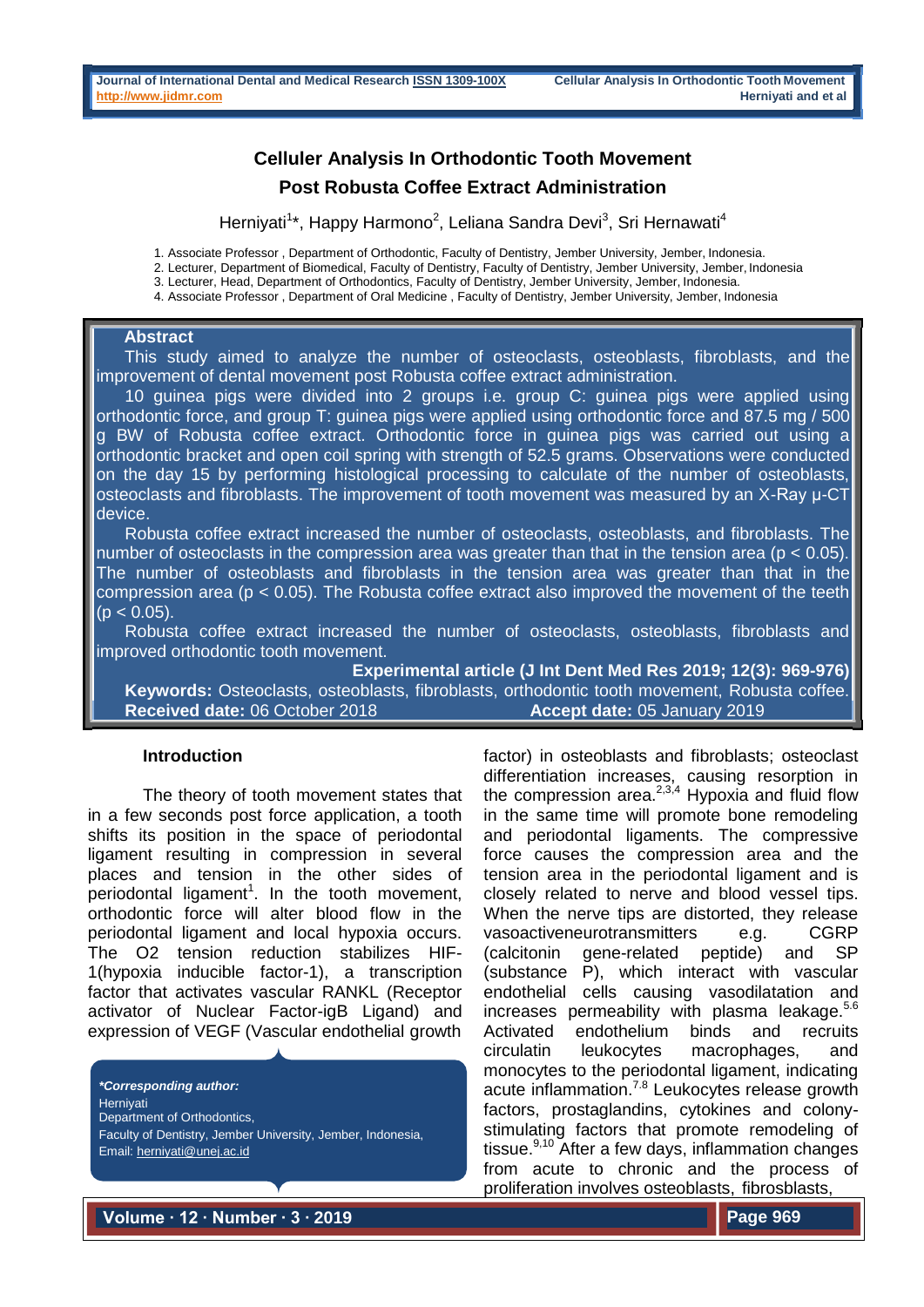# Celluler Analysis In Orthodontic Tooth Movement Post Robusta Coffee Extract Administration

Herniyati[1]*, Happy Harmono[2], Leliana Sandra Devi[3], Sri Hernawati[4]

1. Associate Professor , Department of Orthodontic, Faculty of Dentistry, Jember University, Jember, Indonesia.
2. Lecturer, Department of Biomedical, Faculty of Dentistry, Faculty of Dentistry, Jember University, Jember, Indonesia
3. Lecturer, Head, Department of Orthodontics, Faculty of Dentistry, Jember University, Jember, Indonesia.
4. Associate Professor , Department of Oral Medicine , Faculty of Dentistry, Jember University, Jember, Indonesia

## Abstract

This study aimed to analyze the number of osteoclasts, osteoblasts, fibroblasts, and the improvement of dental movement post Robusta coffee extract administration.

10 guinea pigs were divided into 2 groups i.e. group C: guinea pigs were applied using orthodontic force, and group T: guinea pigs were applied using orthodontic force and 87.5 mg / 500 g BW of Robusta coffee extract. Orthodontic force in guinea pigs was carried out using a orthodontic bracket and open coil spring with strength of 52.5 grams. Observations were conducted on the day 15 by performing histological processing to calculate of the number of osteoblasts, osteoclasts and fibroblasts. The improvement of tooth movement was measured by an X-Ray μ-CT device.

Robusta coffee extract increased the number of osteoclasts, osteoblasts, and fibroblasts. The number of osteoclasts in the compression area was greater than that in the tension area ($p < 0.05$). The number of osteoblasts and fibroblasts in the tension area was greater than that in the compression area ($p < 0.05$). The Robusta coffee extract also improved the movement of the teeth ($p < 0.05$).

Robusta coffee extract increased the number of osteoclasts, osteoblasts, fibroblasts and improved orthodontic tooth movement.

**Experimental article (J Int Dent Med Res 2019; 12(3): 969-976)**

**Keywords:** Osteoclasts, osteoblasts, fibroblasts, orthodontic tooth movement, Robusta coffee.

**Received date:** 06 October 2018 **Accept date:** 05 January 2019

## Introduction

The theory of tooth movement states that in a few seconds post force application, a tooth shifts its position in the space of periodontal ligament resulting in compression in several places and tension in the other sides of periodontal ligament[1]. In the tooth movement, orthodontic force will alter blood flow in the periodontal ligament and local hypoxia occurs. The O2 tension reduction stabilizes HIF-1(hypoxia inducible factor-1), a transcription factor that activates vascular RANKL (Receptor activator of Nuclear Factor-igB Ligand) and expression of VEGF (Vascular endothelial growth factor) in osteoblasts and fibroblasts; osteoclast differentiation increases, causing resorption in the compression area.[2,3,4] Hypoxia and fluid flow in the same time will promote bone remodeling and periodontal ligaments. The compressive force causes the compression area and the tension area in the periodontal ligament and is closely related to nerve and blood vessel tips. When the nerve tips are distorted, they release vasoactiveneurotransmitters e.g. CGRP (calcitonin gene-related peptide) and SP (substance P), which interact with vascular endothelial cells causing vasodilatation and increases permeability with plasma leakage.[5,6] Activated endothelium binds and recruits circulatin leukocytes macrophages, and monocytes to the periodontal ligament, indicating acute inflammation.[7,8] Leukocytes release growth factors, prostaglandins, cytokines and colony-stimulating factors that promote remodeling of tissue.[9,10] After a few days, inflammation changes from acute to chronic and the process of proliferation involves osteoblasts, fibrosblasts,

***Corresponding author:***
Herniyati
Department of Orthodontics,
Faculty of Dentistry, Jember University, Jember, Indonesia,
Email: herniyati@unej.ac.id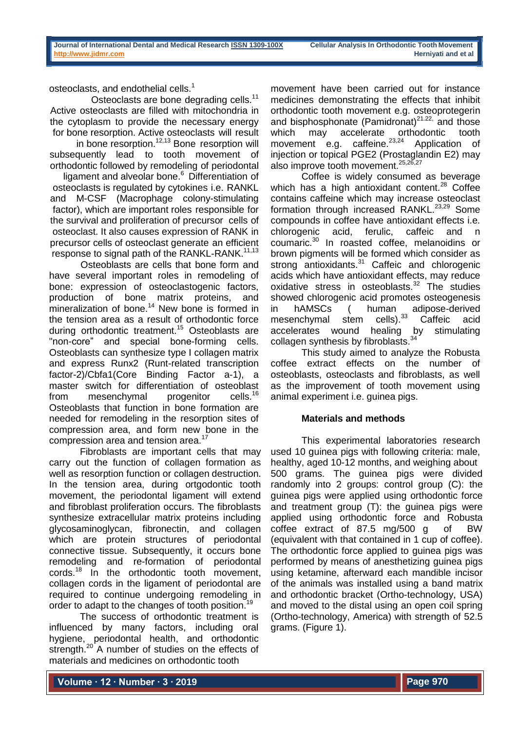osteoclasts, and endothelial cells.[1]

Osteoclasts are bone degrading cells.[11] Active osteoclasts are filled with mitochondria in the cytoplasm to provide the necessary energy for bone resorption. Active osteoclasts will result in bone resorption.[12,13] Bone resorption will subsequently lead to tooth movement of orthodontic followed by remodeling of periodontal ligament and alveolar bone.[6] Differentiation of osteoclasts is regulated by cytokines i.e. RANKL and M-CSF (Macrophage colony-stimulating factor), which are important roles responsible for the survival and proliferation of precursor cells of osteoclast. It also causes expression of RANK in precursor cells of osteoclast generate an efficient response to signal path of the RANKL-RANK.[11,13]

Osteoblasts are cells that bone form and have several important roles in remodeling of bone: expression of osteoclastogenic factors, production of bone matrix proteins, and mineralization of bone.[14] New bone is formed in the tension area as a result of orthodontic force during orthodontic treatment.[15] Osteoblasts are "non-core" and special bone-forming cells. Osteoblasts can synthesize type I collagen matrix and express Runx2 (Runt-related transcription factor-2)/Cbfa1(Core Binding Factor a-1), a master switch for differentiation of osteoblast from mesenchymal progenitor cells.[16] Osteoblasts that function in bone formation are needed for remodeling in the resorption sites of compression area, and form new bone in the compression area and tension area.[17]

Fibroblasts are important cells that may carry out the function of collagen formation as well as resorption function or collagen destruction. In the tension area, during ortgodontic tooth movement, the periodontal ligament will extend and fibroblast proliferation occurs. The fibroblasts synthesize extracellular matrix proteins including glycosaminoglycan, fibronectin, and collagen which are protein structures of periodontal connective tissue. Subsequently, it occurs bone remodeling and re-formation of periodontal cords.[18] In the orthodontic tooth movement, collagen cords in the ligament of periodontal are required to continue undergoing remodeling in order to adapt to the changes of tooth position.[19]

The success of orthodontic treatment is influenced by many factors, including oral hygiene, periodontal health, and orthodontic strength.[20] A number of studies on the effects of materials and medicines on orthodontic tooth movement have been carried out for instance medicines demonstrating the effects that inhibit orthodontic tooth movement e.g. osteoprotegerin and bisphosphonate (Pamidronat)[21,22,] and those which may accelerate orthodontic tooth movement e.g. caffeine.[23,24] Application of injection or topical PGE2 (Prostaglandin E2) may also improve tooth movement.[25,26,27]

Coffee is widely consumed as beverage which has a high antioxidant content.[28] Coffee contains caffeine which may increase osteoclast formation through increased RANKL.[23,29] Some compounds in coffee have antioxidant effects i.e. chlorogenic acid, ferulic, caffeic and n coumaric.[30] In roasted coffee, melanoidins or brown pigments will be formed which consider as strong antioxidants.[31] Caffeic and chlorogenic acids which have antioxidant effects, may reduce oxidative stress in osteoblasts.[32] The studies showed chlorogenic acid promotes osteogenesis in hAMSCs ( human adipose-derived mesenchymal stem cells).[33] Caffeic acid accelerates wound healing by stimulating collagen synthesis by fibroblasts.[34]

This study aimed to analyze the Robusta coffee extract effects on the number of osteoblasts, osteoclasts and fibroblasts, as well as the improvement of tooth movement using animal experiment i.e. guinea pigs.

## Materials and methods

This experimental laboratories research used 10 guinea pigs with following criteria: male, healthy, aged 10-12 months, and weighing about 500 grams. The guinea pigs were divided randomly into 2 groups: control group (C): the guinea pigs were applied using orthodontic force and treatment group (T): the guinea pigs were applied using orthodontic force and Robusta coffee extract of 87.5 mg/500 g of BW (equivalent with that contained in 1 cup of coffee). The orthodontic force applied to guinea pigs was performed by means of anesthetizing guinea pigs using ketamine, afterward each mandible incisor of the animals was installed using a band matrix and orthodontic bracket (Ortho-technology, USA) and moved to the distal using an open coil spring (Ortho-technology, America) with strength of 52.5 grams. (Figure 1).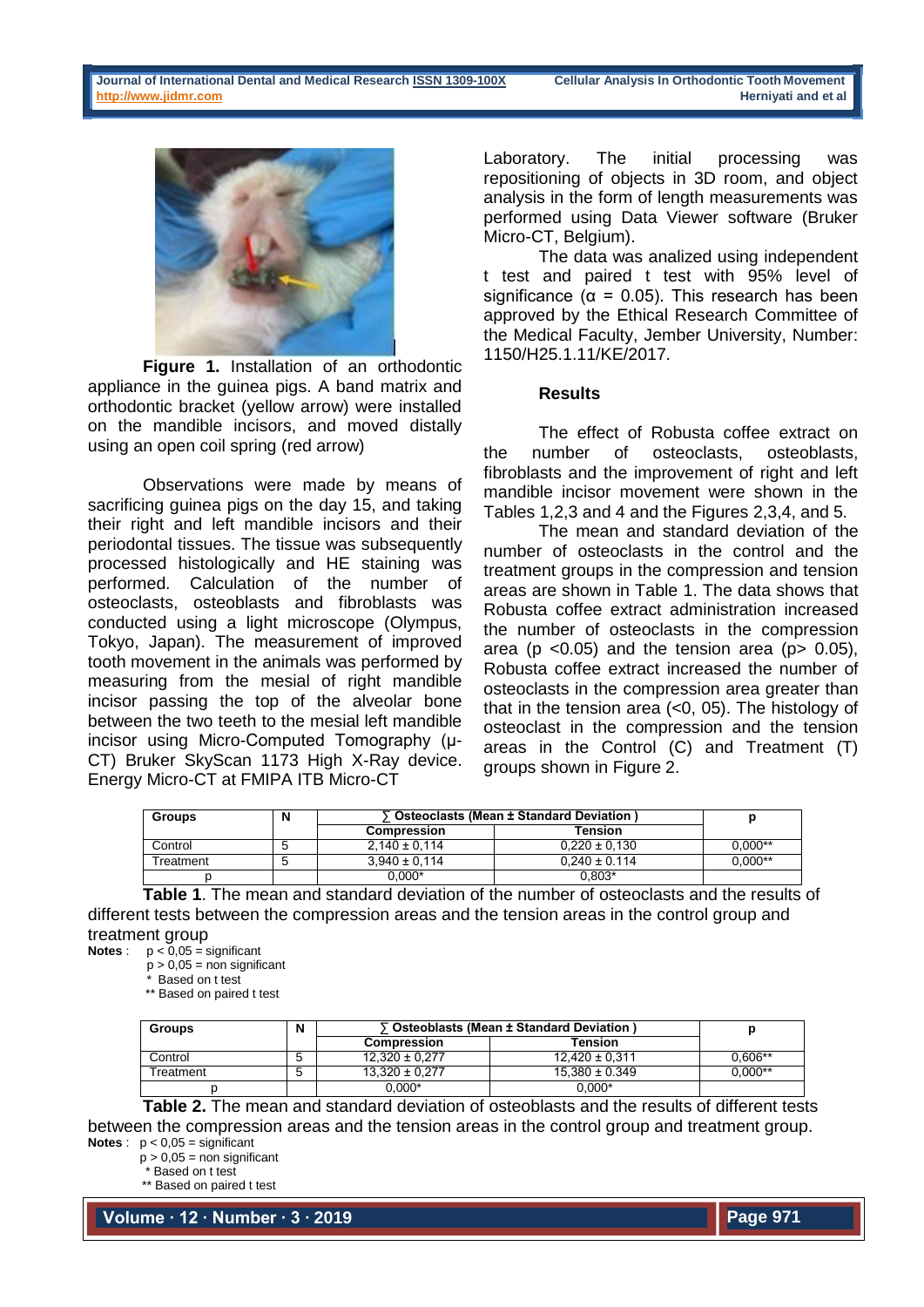**Figure 1.** Installation of an orthodontic appliance in the guinea pigs. A band matrix and orthodontic bracket (yellow arrow) were installed on the mandible incisors, and moved distally using an open coil spring (red arrow)

Observations were made by means of sacrificing guinea pigs on the day 15, and taking their right and left mandible incisors and their periodontal tissues. The tissue was subsequently processed histologically and HE staining was performed. Calculation of the number of osteoclasts, osteoblasts and fibroblasts was conducted using a light microscope (Olympus, Tokyo, Japan). The measurement of improved tooth movement in the animals was performed by measuring from the mesial of right mandible incisor passing the top of the alveolar bone between the two teeth to the mesial left mandible incisor using Micro-Computed Tomography (µ-CT) Bruker SkyScan 1173 High X-Ray device. Energy Micro-CT at FMIPA ITB Micro-CT Laboratory. The initial processing was repositioning of objects in 3D room, and object analysis in the form of length measurements was performed using Data Viewer software (Bruker Micro-CT, Belgium).

The data was analized using independent t test and paired t test with 95% level of significance ($\alpha$ = 0.05). This research has been approved by the Ethical Research Committee of the Medical Faculty, Jember University, Number: 1150/H25.1.11/KE/2017.

## Results

The effect of Robusta coffee extract on the number of osteoclasts, osteoblasts, fibroblasts and the improvement of right and left mandible incisor movement were shown in the Tables 1,2,3 and 4 and the Figures 2,3,4, and 5.

The mean and standard deviation of the number of osteoclasts in the control and the treatment groups in the compression and tension areas are shown in Table 1. The data shows that Robusta coffee extract administration increased the number of osteoclasts in the compression area ($p$ <0.05) and the tension area ($p$> 0.05), Robusta coffee extract increased the number of osteoclasts in the compression area greater than that in the tension area (<0, 05). The histology of osteoclast in the compression and the tension areas in the Control (C) and Treatment (T) groups shown in Figure 2.

| Groups | N | ∑ Osteoclasts (Mean ± Standard Deviation ) | | p |
|---|---|---|---|---|
| | | Compression | Tension | |
| Control | 5 | 2,140 ± 0,114 | 0,220 ± 0,130 | 0,000** |
| Treatment | 5 | 3,940 ± 0,114 | 0,240 ± 0.114 | 0,000** |
| p | | 0,000* | 0,803* | |

**Table 1**. The mean and standard deviation of the number of osteoclasts and the results of different tests between the compression areas and the tension areas in the control group and treatment group

**Notes** : p < 0,05 = significant
p > 0,05 = non significant
\* Based on t test
\*\* Based on paired t test

| Groups | N | ∑ Osteoblasts (Mean ± Standard Deviation ) | | p |
|---|---|---|---|---|
| | | Compression | Tension | |
| Control | 5 | 12,320 ± 0,277 | 12,420 ± 0,311 | 0,606** |
| Treatment | 5 | 13,320 ± 0,277 | 15,380 ± 0.349 | 0,000** |
| p | | 0,000* | 0,000* | |

**Table 2.** The mean and standard deviation of osteoblasts and the results of different tests between the compression areas and the tension areas in the control group and treatment group.

**Notes** : p < 0,05 = significant
p > 0,05 = non significant
\* Based on t test
\*\* Based on paired t test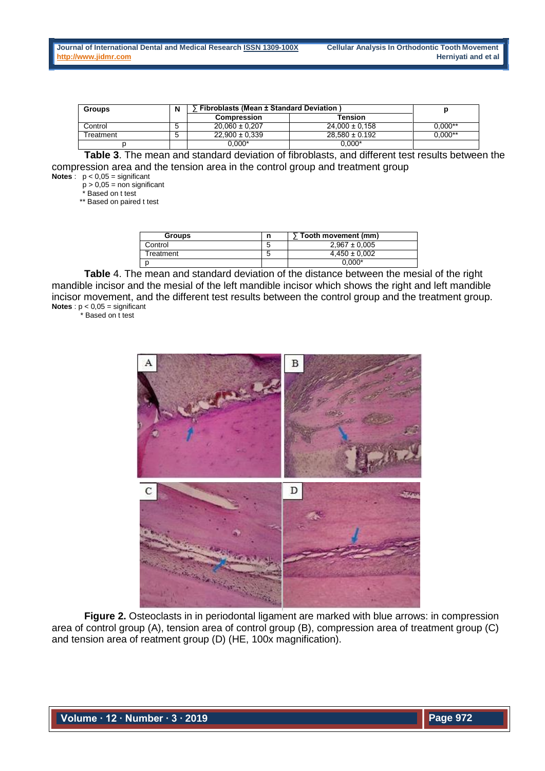| Groups | N | ∑ Fibroblasts (Mean ± Standard Deviation ) | | p |
|---|---|---|---|---|
| | | Compression | Tension | |
| Control | 5 | 20,060 ± 0,207 | 24,000 ± 0,158 | 0,000** |
| Treatment | 5 | 22,900 ± 0,339 | 28,580 ± 0.192 | 0,000** |
| p | | 0,000* | 0,000* | |

**Table 3**. The mean and standard deviation of fibroblasts, and different test results between the compression area and the tension area in the control group and treatment group

**Notes** : $p < 0,05$ = significant
$p > 0,05$ = non significant
\* Based on t test
\*\* Based on paired t test

| Groups | n | ∑ Tooth movement (mm) |
|---|---|---|
| Control | 5 | 2,967 ± 0,005 |
| Treatment | 5 | 4,450 ± 0,002 |
| p | | 0,000* |

**Table** 4. The mean and standard deviation of the distance between the mesial of the right mandible incisor and the mesial of the left mandible incisor which shows the right and left mandible incisor movement, and the different test results between the control group and the treatment group.

**Notes** : $p < 0,05$ = significant
\* Based on t test

**Figure 2.** Osteoclasts in in periodontal ligament are marked with blue arrows: in compression area of control group (A), tension area of control group (B), compression area of treatment group (C) and tension area of reatment group (D) (HE, 100x magnification).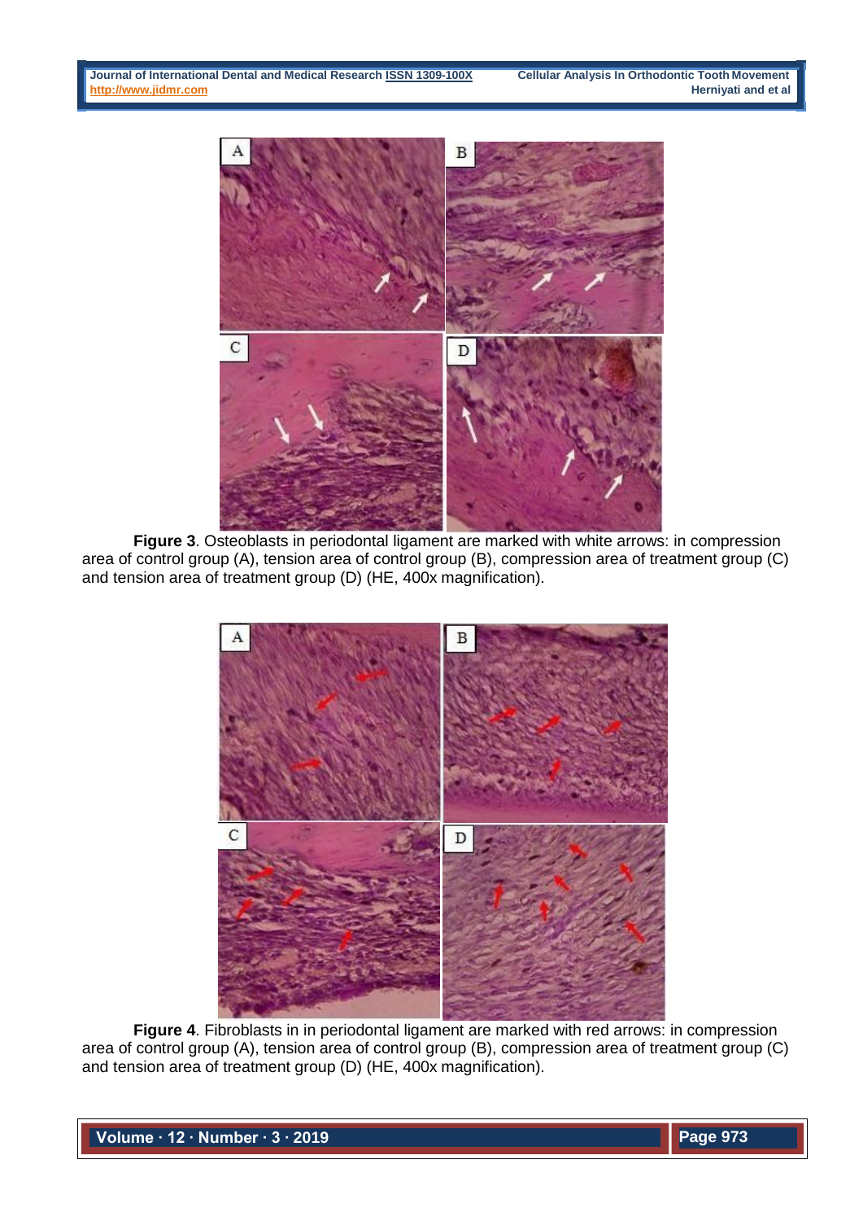**Figure 3**. Osteoblasts in periodontal ligament are marked with white arrows: in compression area of control group (A), tension area of control group (B), compression area of treatment group (C) and tension area of treatment group (D) (HE, 400x magnification).

**Figure 4**. Fibroblasts in in periodontal ligament are marked with red arrows: in compression area of control group (A), tension area of control group (B), compression area of treatment group (C) and tension area of treatment group (D) (HE, 400x magnification).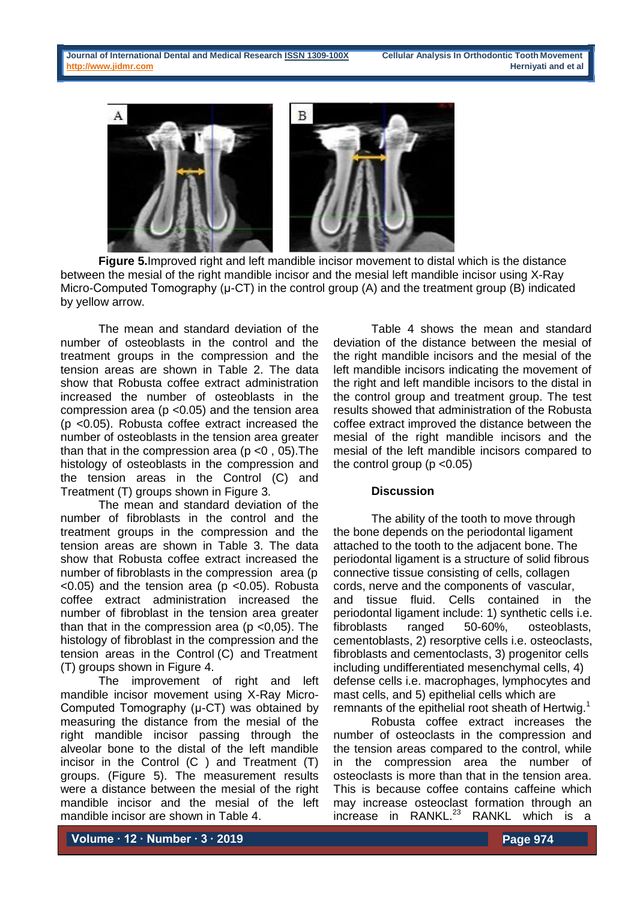**Figure 5.** Improved right and left mandible incisor movement to distal which is the distance between the mesial of the right mandible incisor and the mesial left mandible incisor using X-Ray Micro-Computed Tomography (μ-CT) in the control group (A) and the treatment group (B) indicated by yellow arrow.

The mean and standard deviation of the number of osteoblasts in the control and the treatment groups in the compression and the tension areas are shown in Table 2. The data show that Robusta coffee extract administration increased the number of osteoblasts in the compression area ($p < 0.05$) and the tension area ($p < 0.05$). Robusta coffee extract increased the number of osteoblasts in the tension area greater than that in the compression area ($p < 0 , 05$). The histology of osteoblasts in the compression and the tension areas in the Control (C) and Treatment (T) groups shown in Figure 3.

The mean and standard deviation of the number of fibroblasts in the control and the treatment groups in the compression and the tension areas are shown in Table 3. The data show that Robusta coffee extract increased the number of fibroblasts in the compression area ($p < 0.05$) and the tension area ($p < 0.05$). Robusta coffee extract administration increased the number of fibroblast in the tension area greater than that in the compression area ($p < 0,05$). The histology of fibroblast in the compression and the tension areas in the Control (C) and Treatment (T) groups shown in Figure 4.

The improvement of right and left mandible incisor movement using X-Ray Micro-Computed Tomography (μ-CT) was obtained by measuring the distance from the mesial of the right mandible incisor passing through the alveolar bone to the distal of the left mandible incisor in the Control (C ) and Treatment (T) groups. (Figure 5). The measurement results were a distance between the mesial of the right mandible incisor and the mesial of the left mandible incisor are shown in Table 4.

Table 4 shows the mean and standard deviation of the distance between the mesial of the right mandible incisors and the mesial of the left mandible incisors indicating the movement of the right and left mandible incisors to the distal in the control group and treatment group. The test results showed that administration of the Robusta coffee extract improved the distance between the mesial of the right mandible incisors and the mesial of the left mandible incisors compared to the control group ($p < 0.05$)

## Discussion

The ability of the tooth to move through the bone depends on the periodontal ligament attached to the tooth to the adjacent bone. The periodontal ligament is a structure of solid fibrous connective tissue consisting of cells, collagen cords, nerve and the components of vascular, and tissue fluid. Cells contained in the periodontal ligament include: 1) synthetic cells i.e. fibroblasts ranged 50-60%, osteoblasts, cementoblasts, 2) resorptive cells i.e. osteoclasts, fibroblasts and cementoclasts, 3) progenitor cells including undifferentiated mesenchymal cells, 4) defense cells i.e. macrophages, lymphocytes and mast cells, and 5) epithelial cells which are remnants of the epithelial root sheath of Hertwig.[1]

Robusta coffee extract increases the number of osteoclasts in the compression and the tension areas compared to the control, while in the compression area the number of osteoclasts is more than that in the tension area. This is because coffee contains caffeine which may increase osteoclast formation through an increase in RANKL.[23] RANKL which is a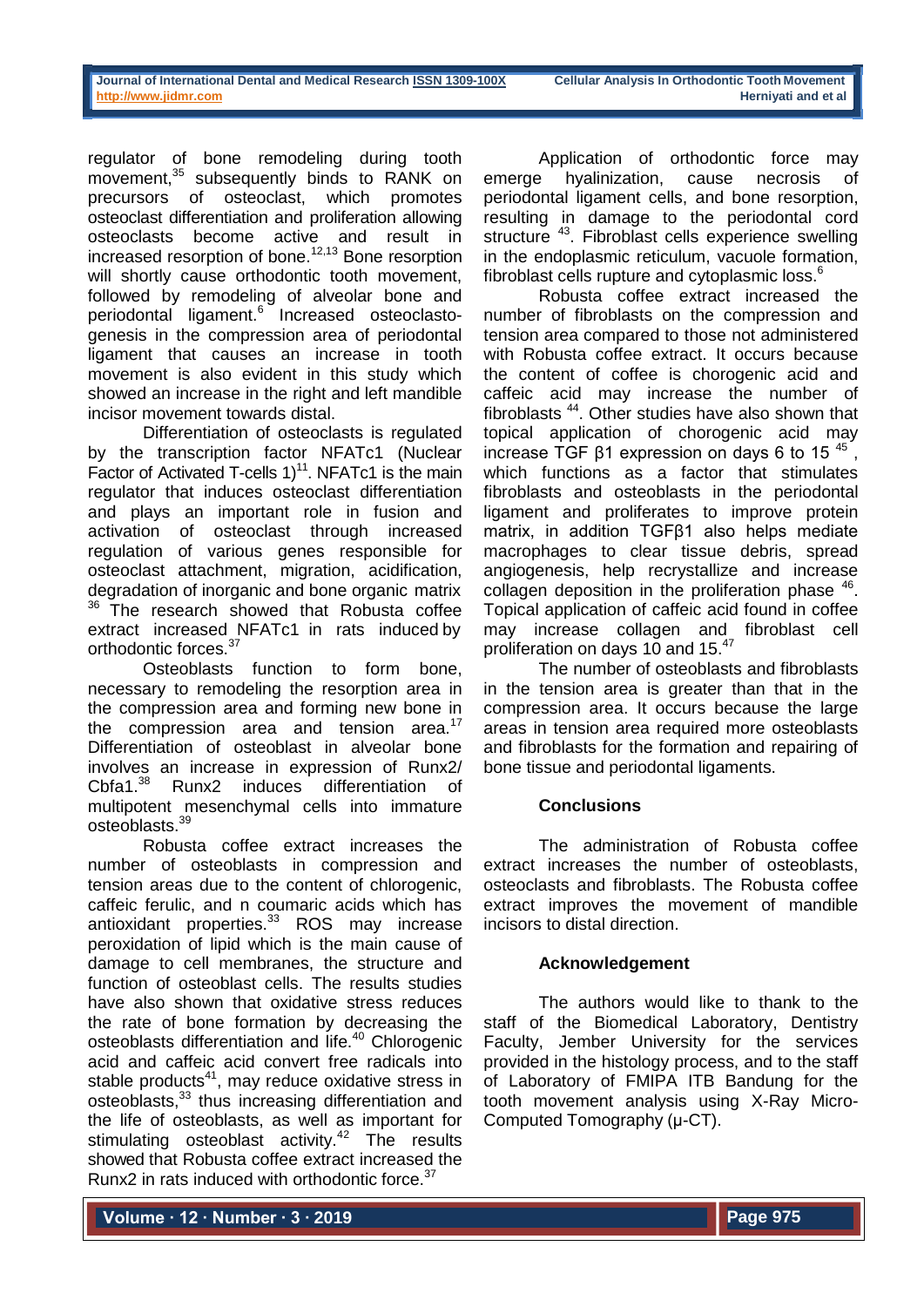regulator of bone remodeling during tooth movement,[35] subsequently binds to RANK on precursors of osteoclast, which promotes osteoclast differentiation and proliferation allowing osteoclasts become active and result in increased resorption of bone.[12,13] Bone resorption will shortly cause orthodontic tooth movement, followed by remodeling of alveolar bone and periodontal ligament.[6] Increased osteoclastogenesis in the compression area of periodontal ligament that causes an increase in tooth movement is also evident in this study which showed an increase in the right and left mandible incisor movement towards distal.

Differentiation of osteoclasts is regulated by the transcription factor NFATc1 (Nuclear Factor of Activated T-cells 1)[11]. NFATc1 is the main regulator that induces osteoclast differentiation and plays an important role in fusion and activation of osteoclast through increased regulation of various genes responsible for osteoclast attachment, migration, acidification, degradation of inorganic and bone organic matrix [36] The research showed that Robusta coffee extract increased NFATc1 in rats induced by orthodontic forces.[37]

Osteoblasts function to form bone, necessary to remodeling the resorption area in the compression area and forming new bone in the compression area and tension area.[17] Differentiation of osteoblast in alveolar bone involves an increase in expression of Runx2/ Cbfa1.[38] Runx2 induces differentiation of multipotent mesenchymal cells into immature osteoblasts.[39]

Robusta coffee extract increases the number of osteoblasts in compression and tension areas due to the content of chlorogenic, caffeic ferulic, and n coumaric acids which has antioxidant properties.[33] ROS may increase peroxidation of lipid which is the main cause of damage to cell membranes, the structure and function of osteoblast cells. The results studies have also shown that oxidative stress reduces the rate of bone formation by decreasing the osteoblasts differentiation and life.[40] Chlorogenic acid and caffeic acid convert free radicals into stable products[41], may reduce oxidative stress in osteoblasts,[33] thus increasing differentiation and the life of osteoblasts, as well as important for stimulating osteoblast activity.[42] The results showed that Robusta coffee extract increased the Runx2 in rats induced with orthodontic force.[37]

Application of orthodontic force may emerge hyalinization, cause necrosis of periodontal ligament cells, and bone resorption, resulting in damage to the periodontal cord structure [43]. Fibroblast cells experience swelling in the endoplasmic reticulum, vacuole formation, fibroblast cells rupture and cytoplasmic loss.[6]

Robusta coffee extract increased the number of fibroblasts on the compression and tension area compared to those not administered with Robusta coffee extract. It occurs because the content of coffee is chorogenic acid and caffeic acid may increase the number of fibroblasts [44]. Other studies have also shown that topical application of chorogenic acid may increase TGF β1 expression on days 6 to 15 [45], which functions as a factor that stimulates fibroblasts and osteoblasts in the periodontal ligament and proliferates to improve protein matrix, in addition TGFβ1 also helps mediate macrophages to clear tissue debris, spread angiogenesis, help recrystallize and increase collagen deposition in the proliferation phase [46]. Topical application of caffeic acid found in coffee may increase collagen and fibroblast cell proliferation on days 10 and 15.[47]

The number of osteoblasts and fibroblasts in the tension area is greater than that in the compression area. It occurs because the large areas in tension area required more osteoblasts and fibroblasts for the formation and repairing of bone tissue and periodontal ligaments.

## Conclusions

The administration of Robusta coffee extract increases the number of osteoblasts, osteoclasts and fibroblasts. The Robusta coffee extract improves the movement of mandible incisors to distal direction.

## Acknowledgement

The authors would like to thank to the staff of the Biomedical Laboratory, Dentistry Faculty, Jember University for the services provided in the histology process, and to the staff of Laboratory of FMIPA ITB Bandung for the tooth movement analysis using X-Ray Micro-Computed Tomography (μ-CT).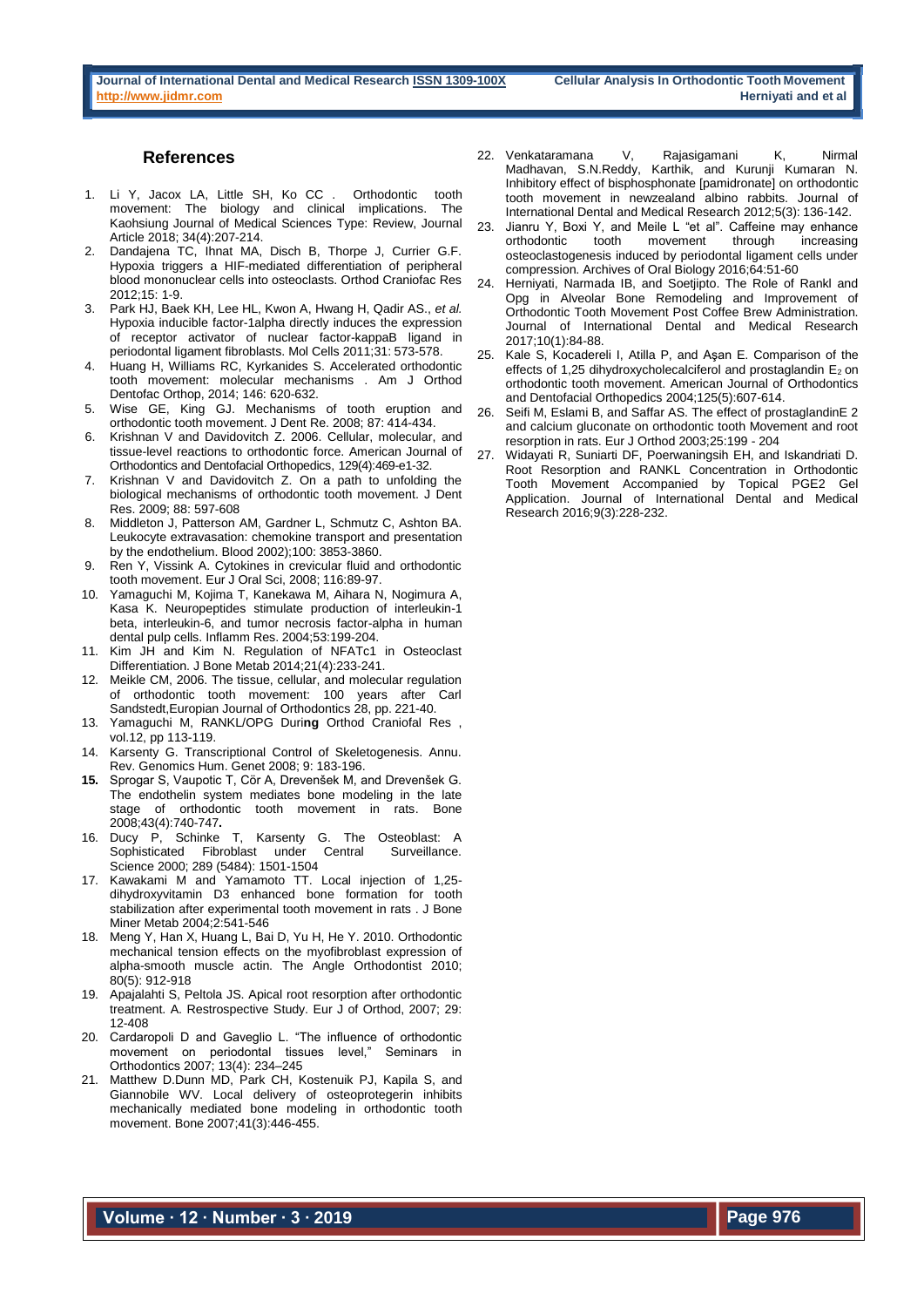## References

1. Li Y, Jacox LA, Little SH, Ko CC . Orthodontic tooth movement: The biology and clinical implications. The Kaohsiung Journal of Medical Sciences Type: Review, Journal Article 2018; 34(4):207-214.
2. Dandajena TC, Ihnat MA, Disch B, Thorpe J, Currier G.F. Hypoxia triggers a HIF-mediated differentiation of peripheral blood mononuclear cells into osteoclasts. Orthod Craniofac Res 2012;15: 1-9.
3. Park HJ, Baek KH, Lee HL, Kwon A, Hwang H, Qadir AS., *et al.* Hypoxia inducible factor-1alpha directly induces the expression of receptor activator of nuclear factor-kappaB ligand in periodontal ligament fibroblasts. Mol Cells 2011;31: 573-578.
4. Huang H, Williams RC, Kyrkanides S. Accelerated orthodontic tooth movement: molecular mechanisms . Am J Orthod Dentofac Orthop, 2014; 146: 620-632.
5. Wise GE, King GJ. Mechanisms of tooth eruption and orthodontic tooth movement. J Dent Re. 2008; 87: 414-434.
6. Krishnan V and Davidovitch Z. 2006. Cellular, molecular, and tissue-level reactions to orthodontic force. American Journal of Orthodontics and Dentofacial Orthopedics, 129(4):469-e1-32.
7. Krishnan V and Davidovitch Z. On a path to unfolding the biological mechanisms of orthodontic tooth movement. J Dent Res. 2009; 88: 597-608
8. Middleton J, Patterson AM, Gardner L, Schmutz C, Ashton BA. Leukocyte extravasation: chemokine transport and presentation by the endothelium. Blood 2002);100: 3853-3860.
9. Ren Y, Vissink A. Cytokines in crevicular fluid and orthodontic tooth movement. Eur J Oral Sci, 2008; 116:89-97.
10. Yamaguchi M, Kojima T, Kanekawa M, Aihara N, Nogimura A, Kasa K. Neuropeptides stimulate production of interleukin-1 beta, interleukin-6, and tumor necrosis factor-alpha in human dental pulp cells. Inflamm Res. 2004;53:199-204.
11. Kim JH and Kim N. Regulation of NFATc1 in Osteoclast Differentiation. J Bone Metab 2014;21(4):233-241.
12. Meikle CM, 2006. The tissue, cellular, and molecular regulation of orthodontic tooth movement: 100 years after Carl Sandstedt,Europian Journal of Orthodontics 28, pp. 221-40.
13. Yamaguchi M, RANKL/OPG Duri**ng** Orthod Craniofal Res , vol.12, pp 113-119.
14. Karsenty G. Transcriptional Control of Skeletogenesis. Annu. Rev. Genomics Hum. Genet 2008; 9: 183-196.
15. Sprogar S, Vaupotic T, Cör A, Drevenšek M, and Drevenšek G. The endothelin system mediates bone modeling in the late stage of orthodontic tooth movement in rats. Bone 2008;43(4):740-747**.**
16. Ducy P, Schinke T, Karsenty G. The Osteoblast: A Sophisticated Fibroblast under Central Surveillance. Science 2000; 289 (5484): 1501-1504
17. Kawakami M and Yamamoto TT. Local injection of 1,25-dihydroxyvitamin D3 enhanced bone formation for tooth stabilization after experimental tooth movement in rats . J Bone Miner Metab 2004;2:541-546
18. Meng Y, Han X, Huang L, Bai D, Yu H, He Y. 2010. Orthodontic mechanical tension effects on the myofibroblast expression of alpha-smooth muscle actin. The Angle Orthodontist 2010; 80(5): 912-918
19. Apajalahti S, Peltola JS. Apical root resorption after orthodontic treatment. A. Restrospective Study. Eur J of Orthod, 2007; 29: 12-408
20. Cardaropoli D and Gaveglio L. "The influence of orthodontic movement on periodontal tissues level," Seminars in Orthodontics 2007; 13(4): 234–245
21. Matthew D.Dunn MD, Park CH, Kostenuik PJ, Kapila S, and Giannobile WV. Local delivery of osteoprotegerin inhibits mechanically mediated bone modeling in orthodontic tooth movement. Bone 2007;41(3):446-455.
22. Venkataramana V, Rajasigamani K, Nirmal Madhavan, S.N.Reddy, Karthik, and Kurunji Kumaran N. Inhibitory effect of bisphosphonate [pamidronate] on orthodontic tooth movement in newzealand albino rabbits. Journal of International Dental and Medical Research 2012;5(3): 136-142.
23. Jianru Y, Boxi Y, and Meile L "et al". Caffeine may enhance orthodontic tooth movement through increasing osteoclastogenesis induced by periodontal ligament cells under compression. Archives of Oral Biology 2016;64:51-60
24. Herniyati, Narmada IB, and Soetjipto. The Role of Rankl and Opg in Alveolar Bone Remodeling and Improvement of Orthodontic Tooth Movement Post Coffee Brew Administration. Journal of International Dental and Medical Research 2017;10(1):84-88.
25. Kale S, Kocadereli I, Atilla P, and Aşan E. Comparison of the effects of 1,25 dihydroxycholecalciferol and prostaglandin $E_2$ on orthodontic tooth movement. American Journal of Orthodontics and Dentofacial Orthopedics 2004;125(5):607-614.
26. Seifi M, Eslami B, and Saffar AS. The effect of prostaglandinE 2 and calcium gluconate on orthodontic tooth Movement and root resorption in rats. Eur J Orthod 2003;25:199 - 204
27. Widayati R, Suniarti DF, Poerwaningsih EH, and Iskandriati D. Root Resorption and RANKL Concentration in Orthodontic Tooth Movement Accompanied by Topical PGE2 Gel Application. Journal of International Dental and Medical Research 2016;9(3):228-232.